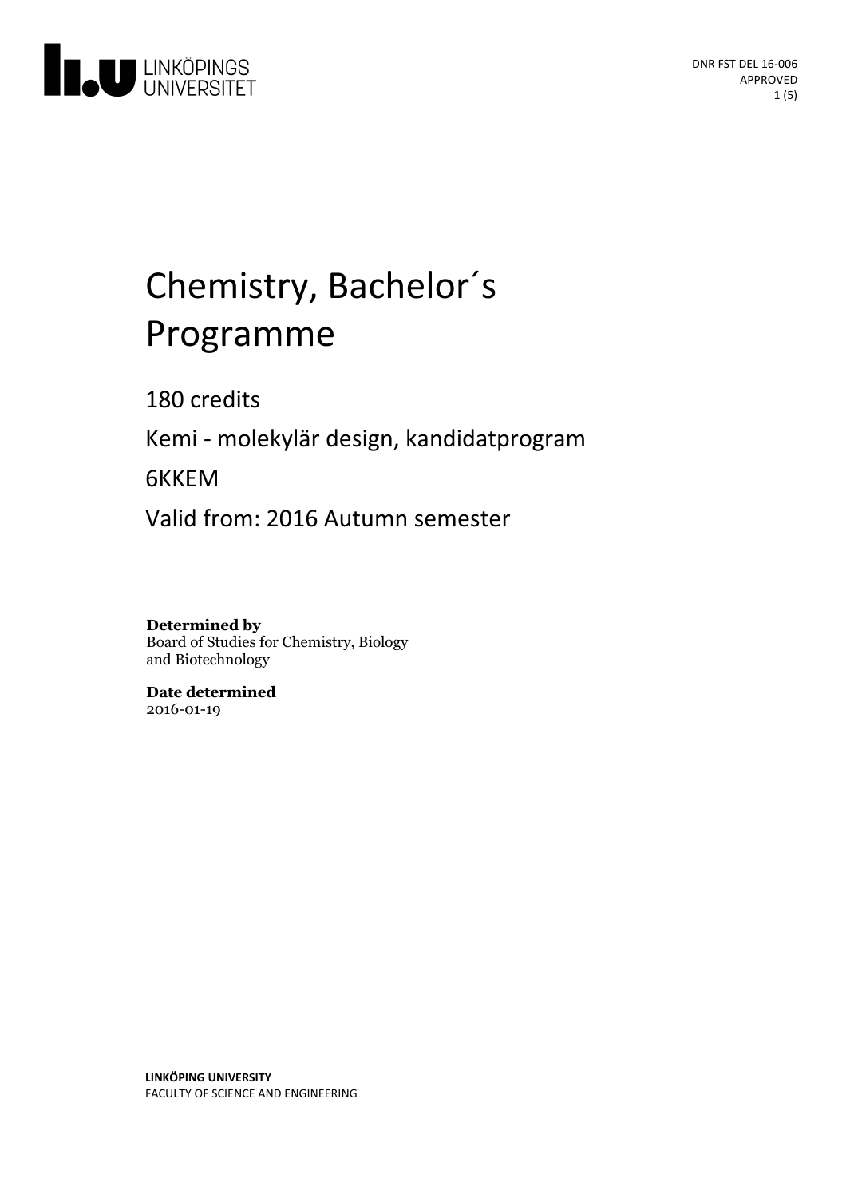DNR FST DEL 16-006
APPROVED

# Chemistry, Bachelor´s Programme

180 credits

Kemi - molekylär design, kandidatprogram

6KKEM

Valid from: 2016 Autumn semester

**Determined by**
Board of Studies for Chemistry, Biology and Biotechnology

**Date determined**
2016-01-19

**LINKÖPING UNIVERSITY**
FACULTY OF SCIENCE AND ENGINEERING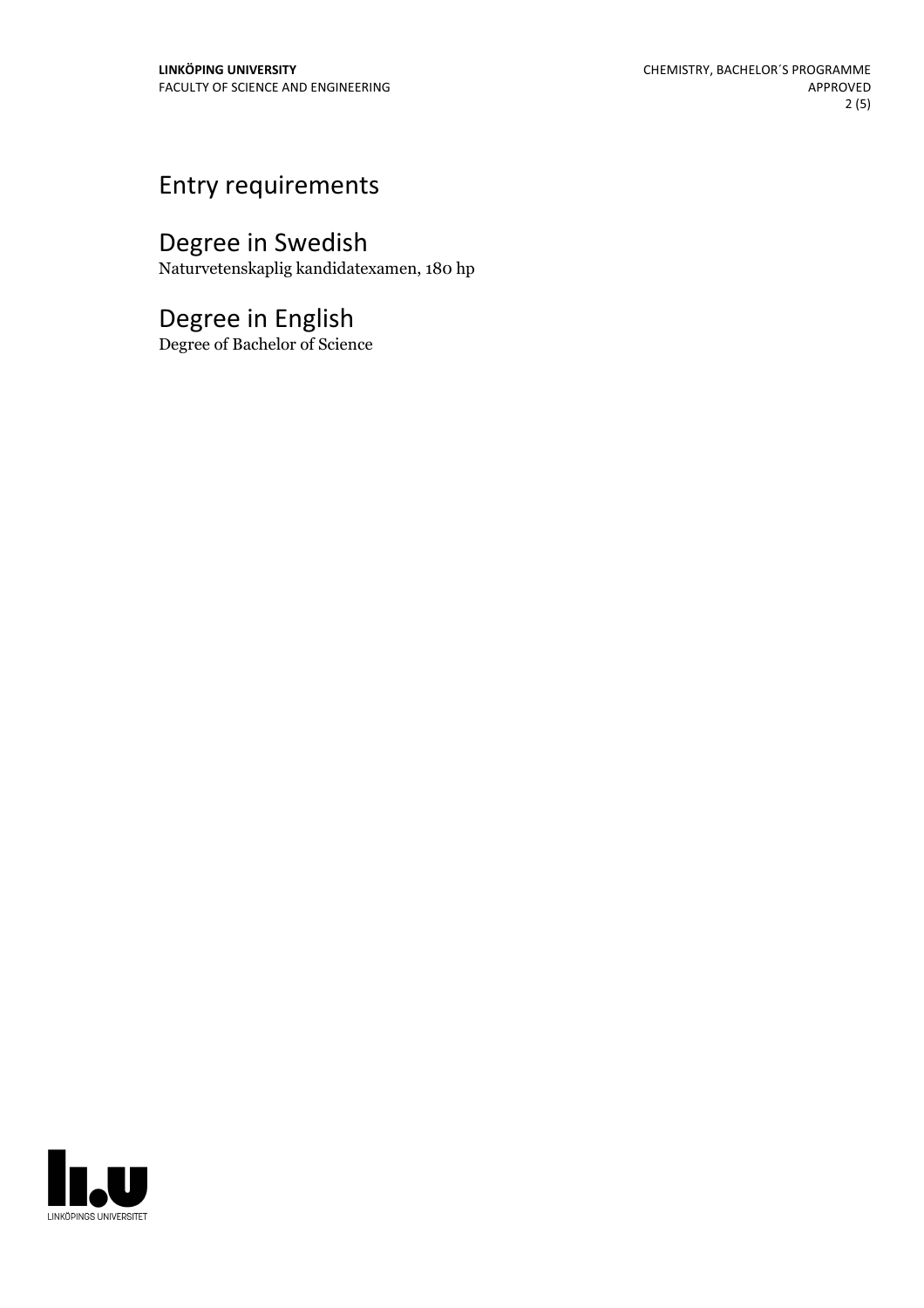# Entry requirements

# Degree in Swedish

Naturvetenskaplig kandidatexamen, 180 hp

# Degree in English

Degree of Bachelor of Science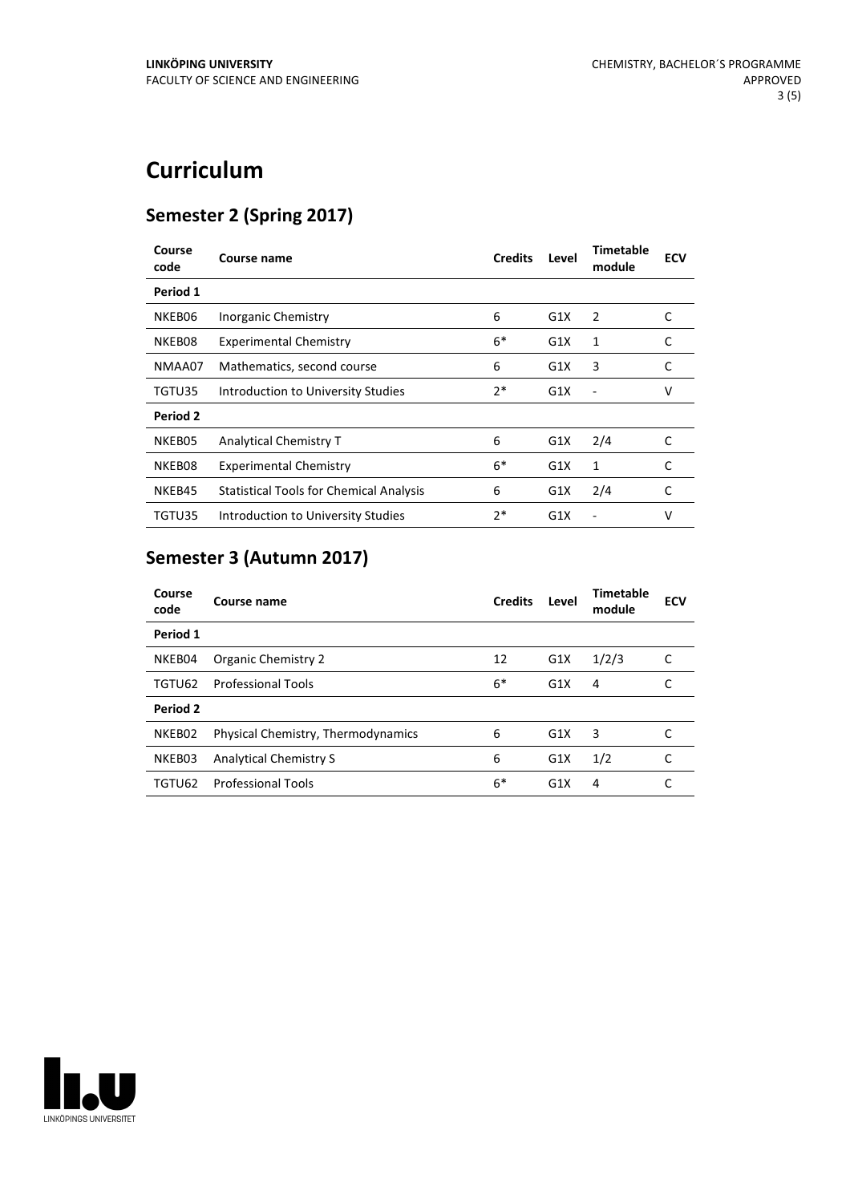# Curriculum

## Semester 2 (Spring 2017)

| Course code | Course name | Credits | Level | Timetable module | ECV |
|---|---|---|---|---|---|
| **Period 1** | | | | | |
| NKEB06 | Inorganic Chemistry | 6 | G1X | 2 | C |
| NKEB08 | Experimental Chemistry | 6* | G1X | 1 | C |
| NMAA07 | Mathematics, second course | 6 | G1X | 3 | C |
| TGTU35 | Introduction to University Studies | 2* | G1X | - | V |
| **Period 2** | | | | | |
| NKEB05 | Analytical Chemistry T | 6 | G1X | 2/4 | C |
| NKEB08 | Experimental Chemistry | 6* | G1X | 1 | C |
| NKEB45 | Statistical Tools for Chemical Analysis | 6 | G1X | 2/4 | C |
| TGTU35 | Introduction to University Studies | 2* | G1X | - | V |

## Semester 3 (Autumn 2017)

| Course code | Course name | Credits | Level | Timetable module | ECV |
|---|---|---|---|---|---|
| **Period 1** | | | | | |
| NKEB04 | Organic Chemistry 2 | 12 | G1X | 1/2/3 | C |
| TGTU62 | Professional Tools | 6* | G1X | 4 | C |
| **Period 2** | | | | | |
| NKEB02 | Physical Chemistry, Thermodynamics | 6 | G1X | 3 | C |
| NKEB03 | Analytical Chemistry S | 6 | G1X | 1/2 | C |
| TGTU62 | Professional Tools | 6* | G1X | 4 | C |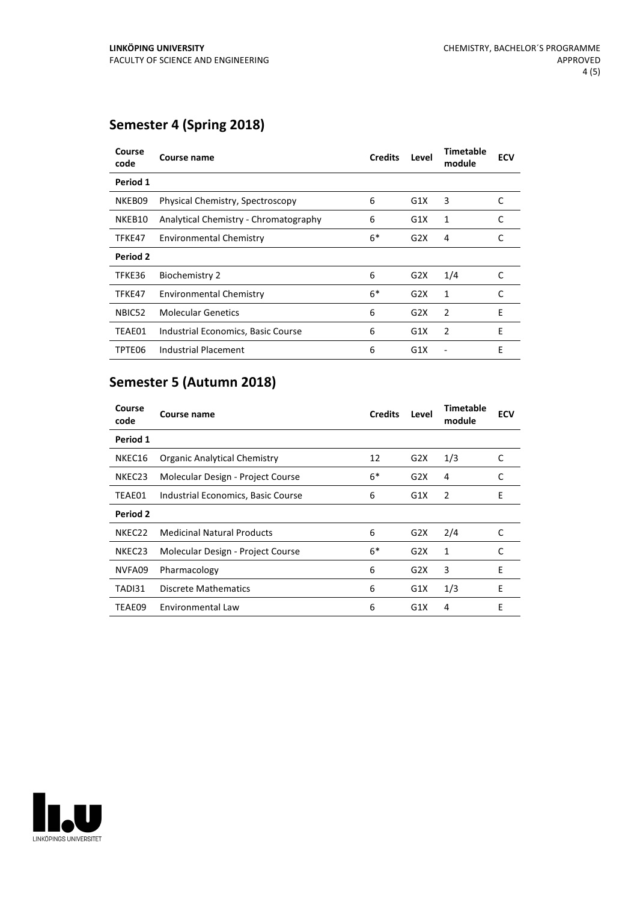## Semester 4 (Spring 2018)

| Course code | Course name | Credits | Level | Timetable module | ECV |
|---|---|---|---|---|---|
| **Period 1** | | | | | |
| NKEB09 | Physical Chemistry, Spectroscopy | 6 | G1X | 3 | C |
| NKEB10 | Analytical Chemistry - Chromatography | 6 | G1X | 1 | C |
| TFKE47 | Environmental Chemistry | 6* | G2X | 4 | C |
| **Period 2** | | | | | |
| TFKE36 | Biochemistry 2 | 6 | G2X | 1/4 | C |
| TFKE47 | Environmental Chemistry | 6* | G2X | 1 | C |
| NBIC52 | Molecular Genetics | 6 | G2X | 2 | E |
| TEAE01 | Industrial Economics, Basic Course | 6 | G1X | 2 | E |
| TPTE06 | Industrial Placement | 6 | G1X | - | E |

## Semester 5 (Autumn 2018)

| Course code | Course name | Credits | Level | Timetable module | ECV |
|---|---|---|---|---|---|
| **Period 1** | | | | | |
| NKEC16 | Organic Analytical Chemistry | 12 | G2X | 1/3 | C |
| NKEC23 | Molecular Design - Project Course | 6* | G2X | 4 | C |
| TEAE01 | Industrial Economics, Basic Course | 6 | G1X | 2 | E |
| **Period 2** | | | | | |
| NKEC22 | Medicinal Natural Products | 6 | G2X | 2/4 | C |
| NKEC23 | Molecular Design - Project Course | 6* | G2X | 1 | C |
| NVFA09 | Pharmacology | 6 | G2X | 3 | E |
| TADI31 | Discrete Mathematics | 6 | G1X | 1/3 | E |
| TEAE09 | Environmental Law | 6 | G1X | 4 | E |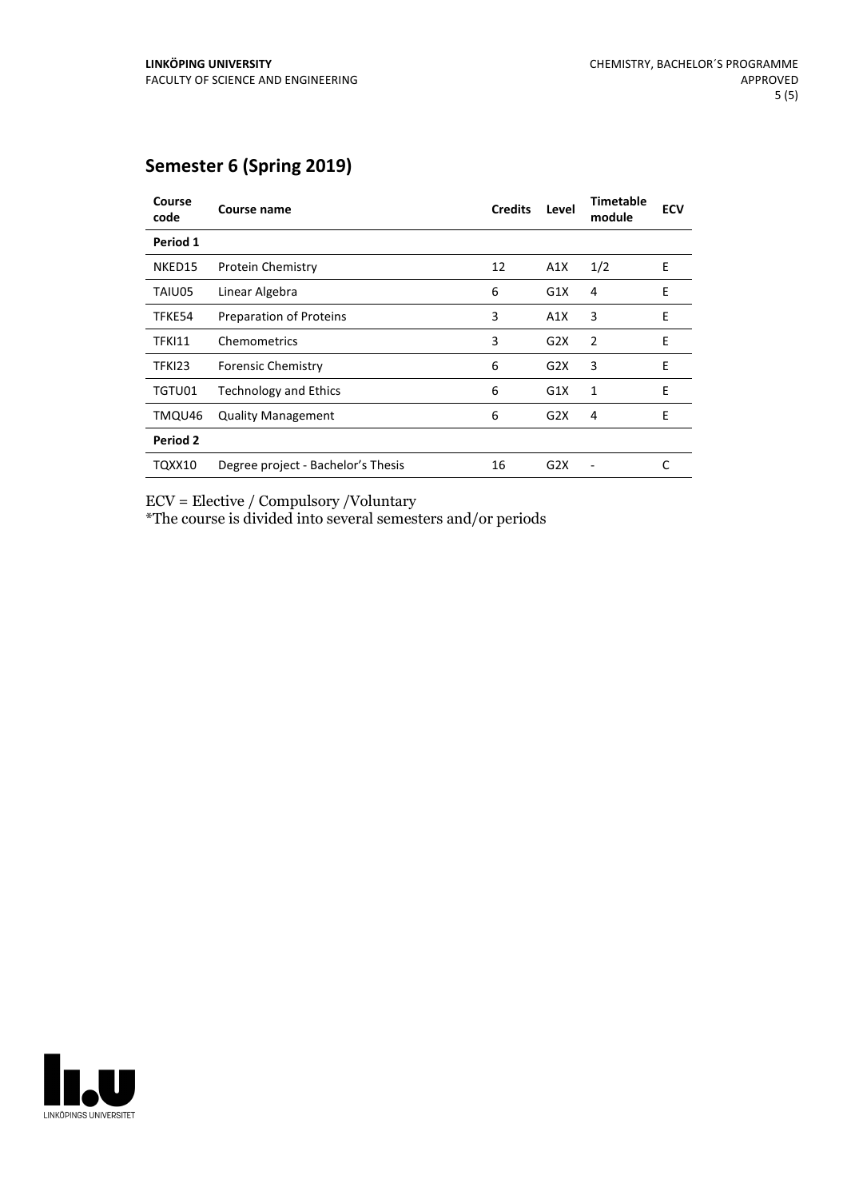## Semester 6 (Spring 2019)

| Course code | Course name | Credits | Level | Timetable module | ECV |
|---|---|---|---|---|---|
| **Period 1** | | | | | |
| NKED15 | Protein Chemistry | 12 | A1X | 1/2 | E |
| TAIU05 | Linear Algebra | 6 | G1X | 4 | E |
| TFKE54 | Preparation of Proteins | 3 | A1X | 3 | E |
| TFKI11 | Chemometrics | 3 | G2X | 2 | E |
| TFKI23 | Forensic Chemistry | 6 | G2X | 3 | E |
| TGTU01 | Technology and Ethics | 6 | G1X | 1 | E |
| TMQU46 | Quality Management | 6 | G2X | 4 | E |
| **Period 2** | | | | | |
| TQXX10 | Degree project - Bachelor's Thesis | 16 | G2X | - | C |

ECV = Elective / Compulsory /Voluntary

*The course is divided into several semesters and/or periods